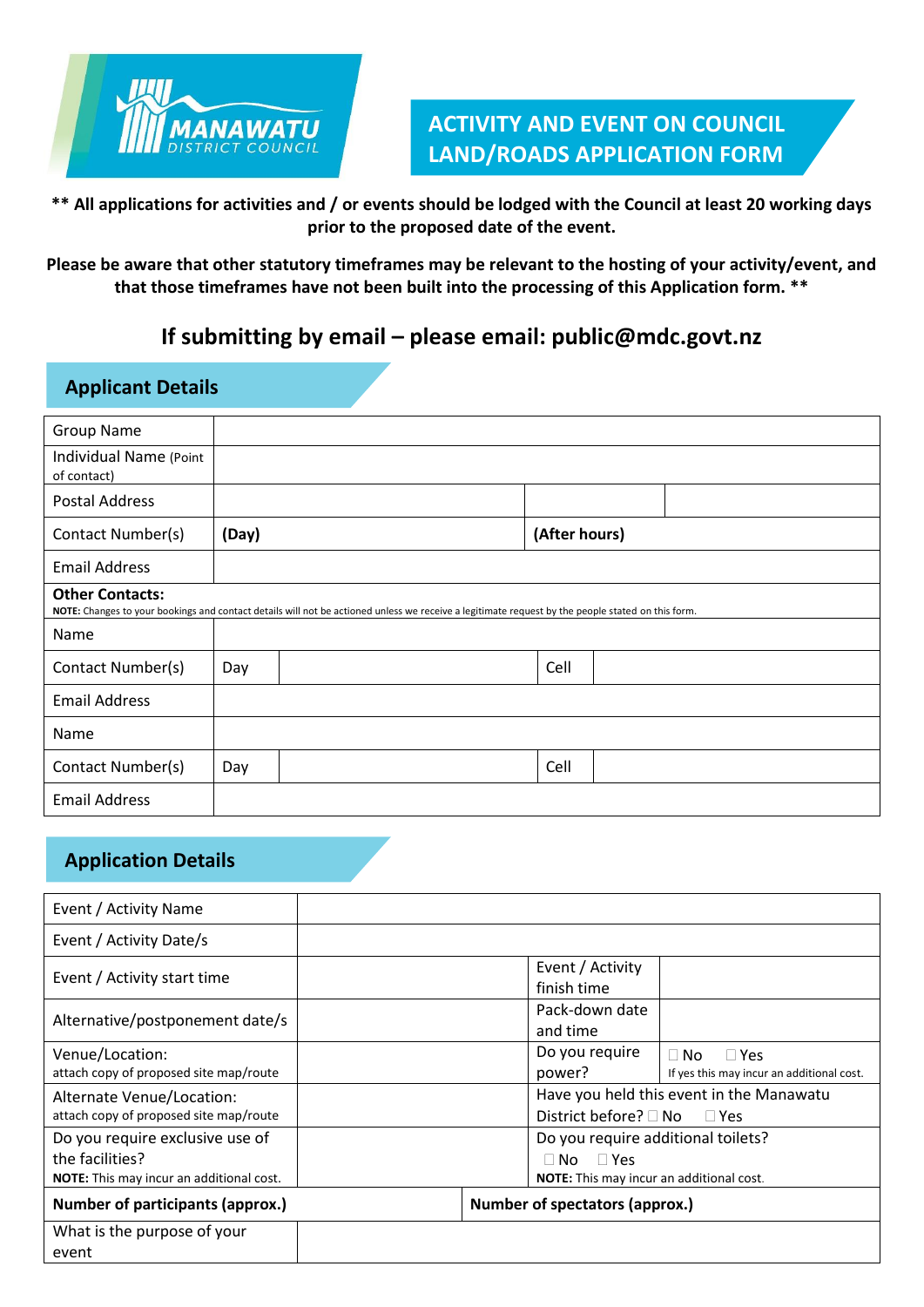MANAWATU DISTRICT COUNCIL

# ACTIVITY AND EVENT ON COUNCIL LAND/ROADS APPLICATION FORM

**\*\* All applications for activities and / or events should be lodged with the Council at least 20 working days prior to the proposed date of the event.**

**Please be aware that other statutory timeframes may be relevant to the hosting of your activity/event, and that those timeframes have not been built into the processing of this Application form. \*\***

## If submitting by email – please email: public@mdc.govt.nz

## Applicant Details

| | | | |
|---|---|---|---|
| Group Name | | | |
| Individual Name (Point of contact) | | | |
| Postal Address | | | |
| Contact Number(s) | **(Day)** | **(After hours)** | |
| Email Address | | | |

**Other Contacts:**
**NOTE:** Changes to your bookings and contact details will not be actioned unless we receive a legitimate request by the people stated on this form.

| | | | | |
|---|---|---|---|---|
| Name | | | | |
| Contact Number(s) | Day | | Cell | |
| Email Address | | | | |
| Name | | | | |
| Contact Number(s) | Day | | Cell | |
| Email Address | | | | |

## Application Details

| | | | |
|---|---|---|---|
| Event / Activity Name | | | |
| Event / Activity Date/s | | | |
| Event / Activity start time | | Event / Activity finish time | |
| Alternative/postponement date/s | | Pack-down date and time | |
| Venue/Location: attach copy of proposed site map/route | | Do you require power? | ☐ No ☐ Yes If yes this may incur an additional cost. |
| Alternate Venue/Location: attach copy of proposed site map/route | | Have you held this event in the Manawatu District before? ☐ No ☐ Yes | |
| Do you require exclusive use of the facilities? **NOTE:** This may incur an additional cost. | | Do you require additional toilets? ☐ No ☐ Yes **NOTE:** This may incur an additional cost. | |
| **Number of participants (approx.)** | | **Number of spectators (approx.)** | |
| What is the purpose of your event | | | |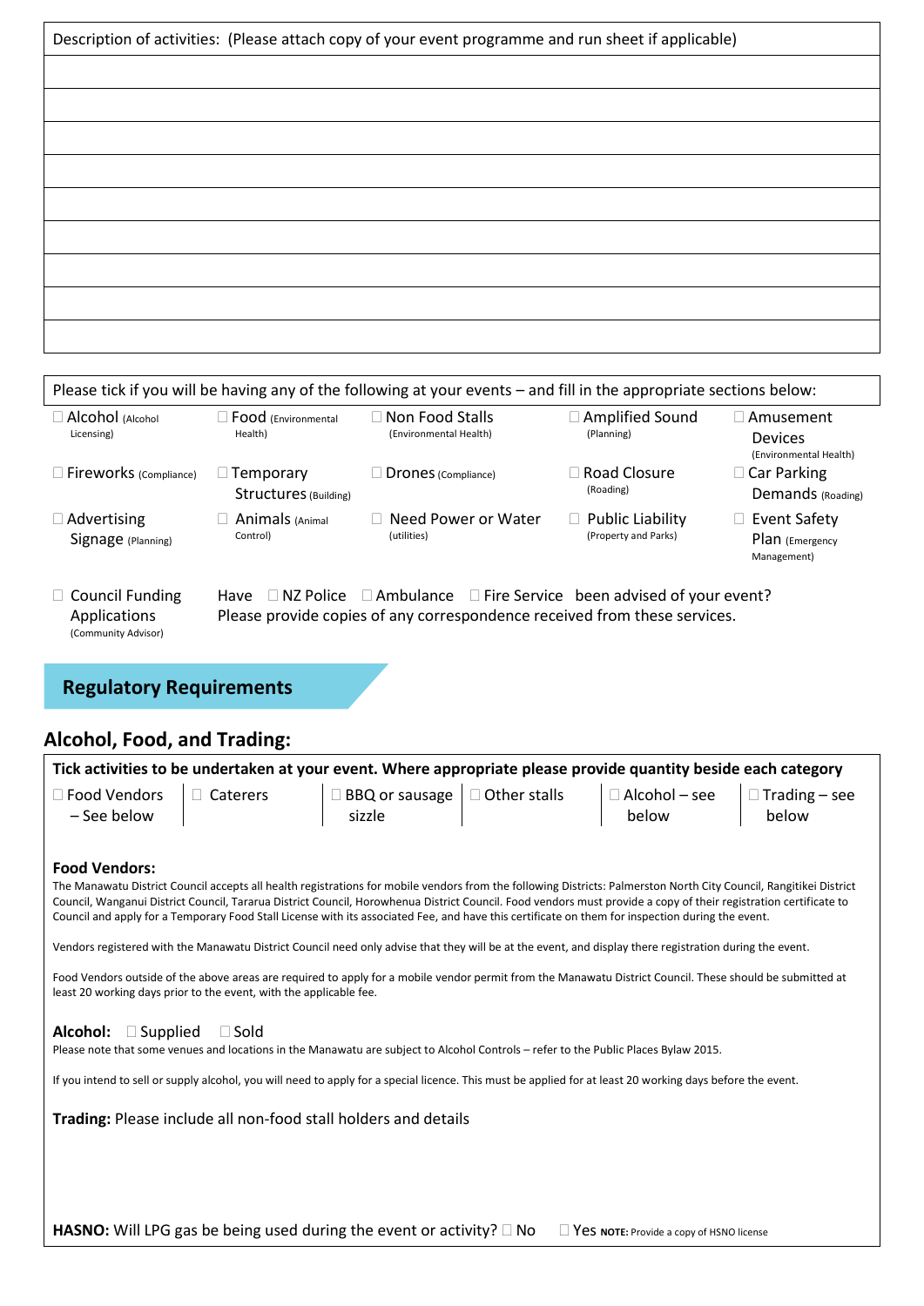| Description of activities: (Please attach copy of your event programme and run sheet if applicable) |
|---|
| |
| |
| |
| |
| |
| |
| |
| |
| |

Please tick if you will be having any of the following at your events – and fill in the appropriate sections below:

| | | | | |
|---|---|---|---|---|
| ☐ Alcohol (Alcohol Licensing) | ☐ Food (Environmental Health) | ☐ Non Food Stalls (Environmental Health) | ☐ Amplified Sound (Planning) | ☐ Amusement Devices (Environmental Health) |
| ☐ Fireworks (Compliance) | ☐ Temporary Structures (Building) | ☐ Drones (Compliance) | ☐ Road Closure (Roading) | ☐ Car Parking Demands (Roading) |
| ☐ Advertising Signage (Planning) | ☐ Animals (Animal Control) | ☐ Need Power or Water (utilities) | ☐ Public Liability (Property and Parks) | ☐ Event Safety Plan (Emergency Management) |

☐ Council Funding Applications (Community Advisor)

Have ☐ NZ Police ☐ Ambulance ☐ Fire Service been advised of your event?
Please provide copies of any correspondence received from these services.

## Regulatory Requirements

### Alcohol, Food, and Trading:

**Tick activities to be undertaken at your event. Where appropriate please provide quantity beside each category**

| | | | | | |
|---|---|---|---|---|---|
| ☐ Food Vendors – See below | ☐ Caterers | ☐ BBQ or sausage sizzle | ☐ Other stalls | ☐ Alcohol – see below | ☐ Trading – see below |

**Food Vendors:**

The Manawatu District Council accepts all health registrations for mobile vendors from the following Districts: Palmerston North City Council, Rangitikei District Council, Wanganui District Council, Tararua District Council, Horowhenua District Council. Food vendors must provide a copy of their registration certificate to Council and apply for a Temporary Food Stall License with its associated Fee, and have this certificate on them for inspection during the event.

Vendors registered with the Manawatu District Council need only advise that they will be at the event, and display there registration during the event.

Food Vendors outside of the above areas are required to apply for a mobile vendor permit from the Manawatu District Council. These should be submitted at least 20 working days prior to the event, with the applicable fee.

**Alcohol:** ☐ Supplied ☐ Sold

Please note that some venues and locations in the Manawatu are subject to Alcohol Controls – refer to the Public Places Bylaw 2015.

If you intend to sell or supply alcohol, you will need to apply for a special licence. This must be applied for at least 20 working days before the event.

**Trading:** Please include all non-food stall holders and details

**HASNO:** Will LPG gas be being used during the event or activity? ☐ No ☐ Yes **NOTE:** Provide a copy of HSNO license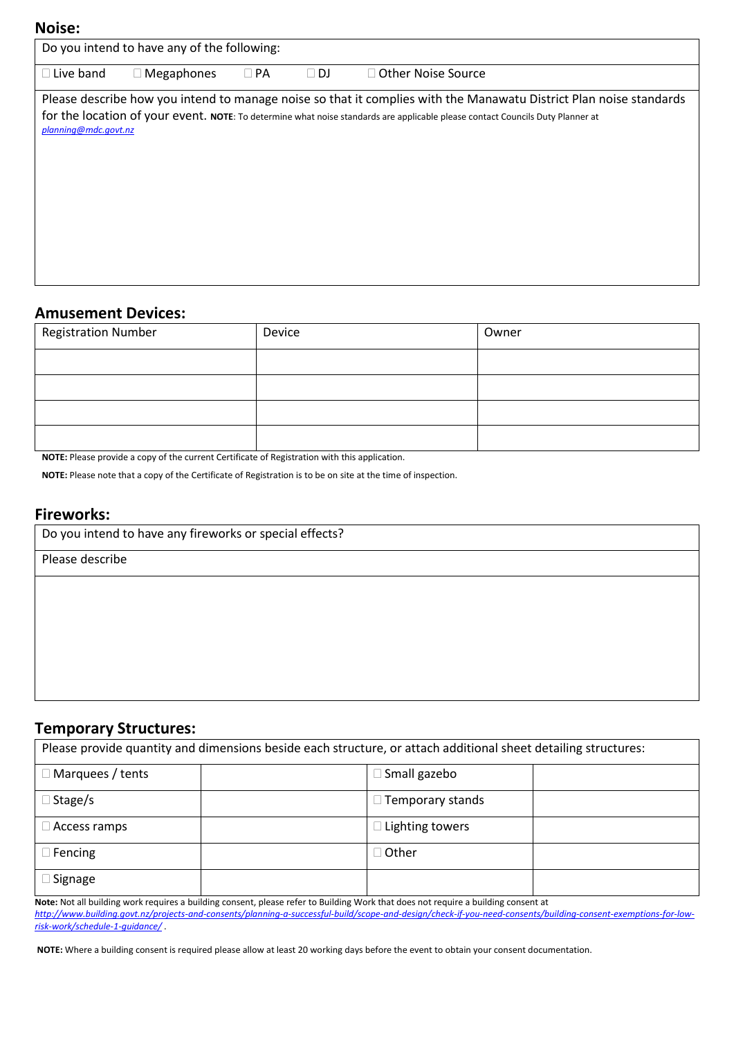## Noise:

| Do you intend to have any of the following: | | | | |
|---|---|---|---|---|
| ☐ Live band | ☐ Megaphones | ☐ PA | ☐ DJ | ☐ Other Noise Source |

Please describe how you intend to manage noise so that it complies with the Manawatu District Plan noise standards for the location of your event. **NOTE**: To determine what noise standards are applicable please contact Councils Duty Planner at *planning@mdc.govt.nz*

## Amusement Devices:

| Registration Number | Device | Owner |
|---|---|---|
| | | |
| | | |
| | | |
| | | |

**NOTE:** Please provide a copy of the current Certificate of Registration with this application.

**NOTE:** Please note that a copy of the Certificate of Registration is to be on site at the time of inspection.

## Fireworks:

Do you intend to have any fireworks or special effects?

Please describe

## Temporary Structures:

Please provide quantity and dimensions beside each structure, or attach additional sheet detailing structures:

| | | | |
|---|---|---|---|
| ☐ Marquees / tents | | ☐ Small gazebo | |
| ☐ Stage/s | | ☐ Temporary stands | |
| ☐ Access ramps | | ☐ Lighting towers | |
| ☐ Fencing | | ☐ Other | |
| ☐ Signage | | | |

**Note:** Not all building work requires a building consent, please refer to Building Work that does not require a building consent at *http://www.building.govt.nz/projects-and-consents/planning-a-successful-build/scope-and-design/check-if-you-need-consents/building-consent-exemptions-for-low-risk-work/schedule-1-guidance/* .

**NOTE:** Where a building consent is required please allow at least 20 working days before the event to obtain your consent documentation.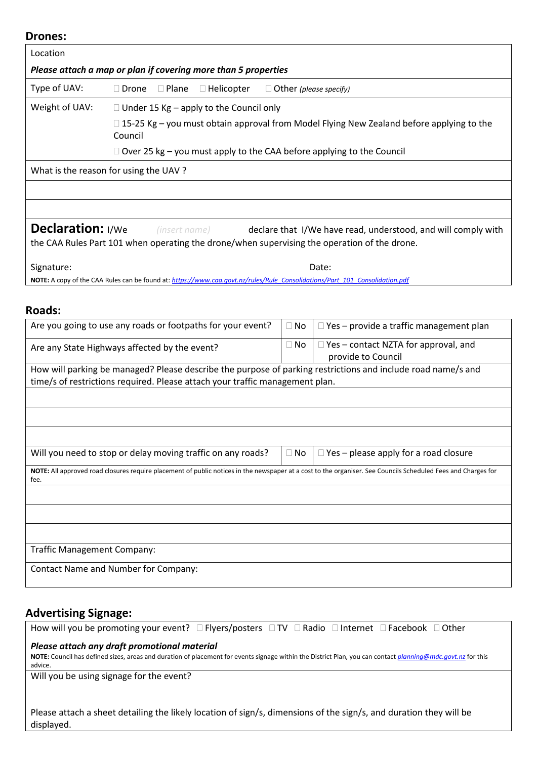## Drones:

| Location | |
|---|---|
| ***Please attach a map or plan if covering more than 5 properties*** | |
| Type of UAV: | ☐ Drone ☐ Plane ☐ Helicopter ☐ Other *(please specify)* |
| Weight of UAV: | ☐ Under 15 Kg – apply to the Council only<br>☐ 15-25 Kg – you must obtain approval from Model Flying New Zealand before applying to the Council<br>☐ Over 25 kg – you must apply to the CAA before applying to the Council |
| What is the reason for using the UAV ? | |
| | |
| | |

**Declaration:** I/We *(insert name)* declare that I/We have read, understood, and will comply with the CAA Rules Part 101 when operating the drone/when supervising the operation of the drone.

Signature: Date:

**NOTE:** A copy of the CAA Rules can be found at: *https://www.caa.govt.nz/rules/Rule_Consolidations/Part_101_Consolidation.pdf*

## Roads:

| Are you going to use any roads or footpaths for your event? | ☐ No | ☐ Yes – provide a traffic management plan |
|---|---|---|
| Are any State Highways affected by the event? | ☐ No | ☐ Yes – contact NZTA for approval, and provide to Council |
| How will parking be managed? Please describe the purpose of parking restrictions and include road name/s and time/s of restrictions required. Please attach your traffic management plan. | | |
| | | |
| | | |
| | | |
| Will you need to stop or delay moving traffic on any roads? | ☐ No | ☐ Yes – please apply for a road closure |
| **NOTE:** All approved road closures require placement of public notices in the newspaper at a cost to the organiser. See Councils Scheduled Fees and Charges for fee. | | |
| | | |
| | | |
| | | |
| Traffic Management Company: | | |
| Contact Name and Number for Company: | | |

## Advertising Signage:

How will you be promoting your event? ☐ Flyers/posters ☐ TV ☐ Radio ☐ Internet ☐ Facebook ☐ Other

***Please attach any draft promotional material***

**NOTE:** Council has defined sizes, areas and duration of placement for events signage within the District Plan, you can contact *planning@mdc.govt.nz* for this advice.

Will you be using signage for the event?

Please attach a sheet detailing the likely location of sign/s, dimensions of the sign/s, and duration they will be displayed.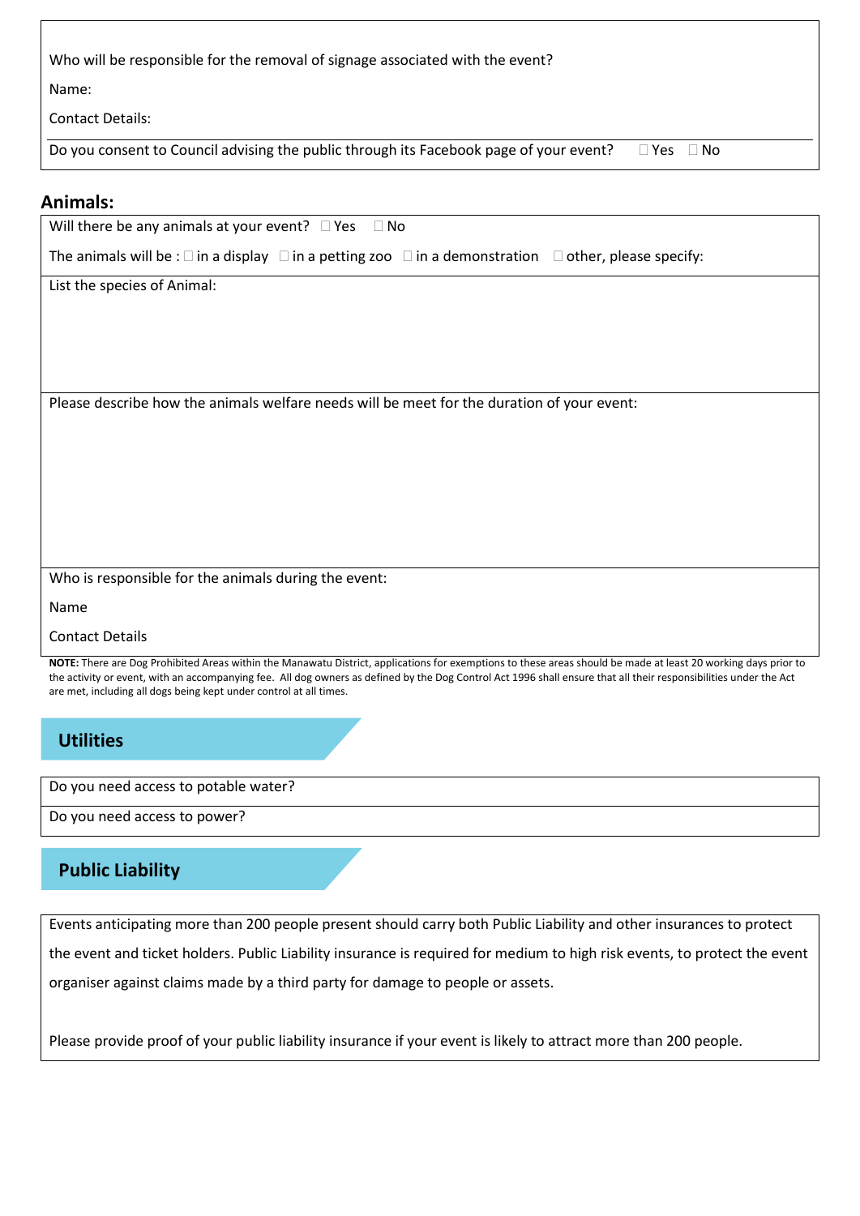Who will be responsible for the removal of signage associated with the event?

Name:

Contact Details:

Do you consent to Council advising the public through its Facebook page of your event? ☐ Yes ☐ No

## Animals:

Will there be any animals at your event? ☐ Yes ☐ No

The animals will be : ☐ in a display ☐ in a petting zoo ☐ in a demonstration ☐ other, please specify:

List the species of Animal:

Please describe how the animals welfare needs will be meet for the duration of your event:

Who is responsible for the animals during the event:

Name

Contact Details

**NOTE:** There are Dog Prohibited Areas within the Manawatu District, applications for exemptions to these areas should be made at least 20 working days prior to the activity or event, with an accompanying fee. All dog owners as defined by the Dog Control Act 1996 shall ensure that all their responsibilities under the Act are met, including all dogs being kept under control at all times.

## Utilities

Do you need access to potable water?

Do you need access to power?

## Public Liability

Events anticipating more than 200 people present should carry both Public Liability and other insurances to protect the event and ticket holders. Public Liability insurance is required for medium to high risk events, to protect the event organiser against claims made by a third party for damage to people or assets.

Please provide proof of your public liability insurance if your event is likely to attract more than 200 people.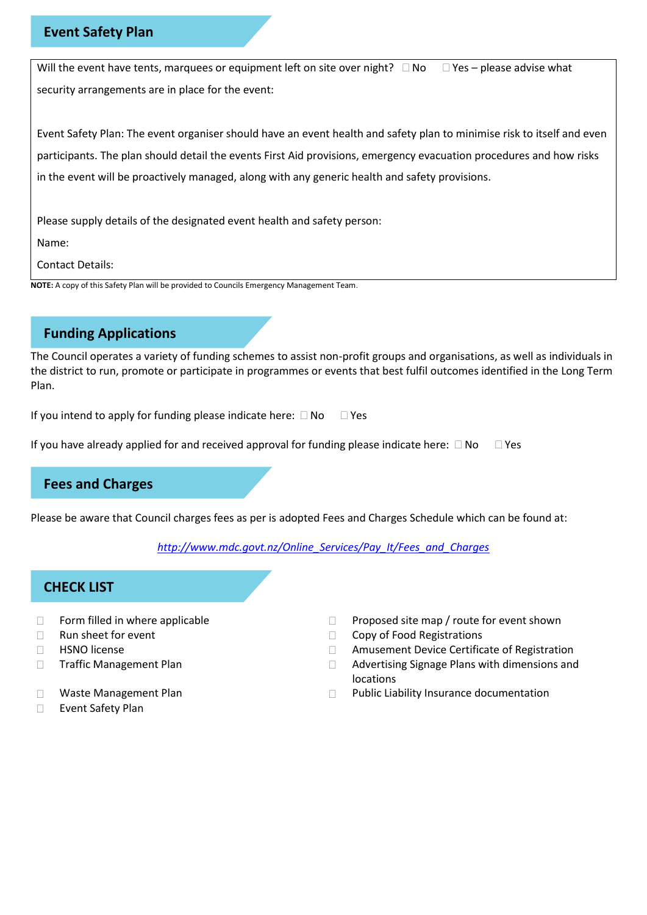## Event Safety Plan

Will the event have tents, marquees or equipment left on site over night? ☐ No ☐ Yes – please advise what security arrangements are in place for the event:

Event Safety Plan: The event organiser should have an event health and safety plan to minimise risk to itself and even participants. The plan should detail the events First Aid provisions, emergency evacuation procedures and how risks in the event will be proactively managed, along with any generic health and safety provisions.

Please supply details of the designated event health and safety person:

Name:

Contact Details:

**NOTE:** A copy of this Safety Plan will be provided to Councils Emergency Management Team.

## Funding Applications

The Council operates a variety of funding schemes to assist non-profit groups and organisations, as well as individuals in the district to run, promote or participate in programmes or events that best fulfil outcomes identified in the Long Term Plan.

If you intend to apply for funding please indicate here: ☐ No ☐ Yes

If you have already applied for and received approval for funding please indicate here: ☐ No ☐ Yes

## Fees and Charges

Please be aware that Council charges fees as per is adopted Fees and Charges Schedule which can be found at:

*http://www.mdc.govt.nz/Online_Services/Pay_It/Fees_and_Charges*

## CHECK LIST

- ☐ Form filled in where applicable
- ☐ Run sheet for event
- ☐ HSNO license
- ☐ Traffic Management Plan
- ☐ Waste Management Plan
- ☐ Event Safety Plan
- ☐ Proposed site map / route for event shown
- ☐ Copy of Food Registrations
- ☐ Amusement Device Certificate of Registration
- ☐ Advertising Signage Plans with dimensions and locations
- ☐ Public Liability Insurance documentation